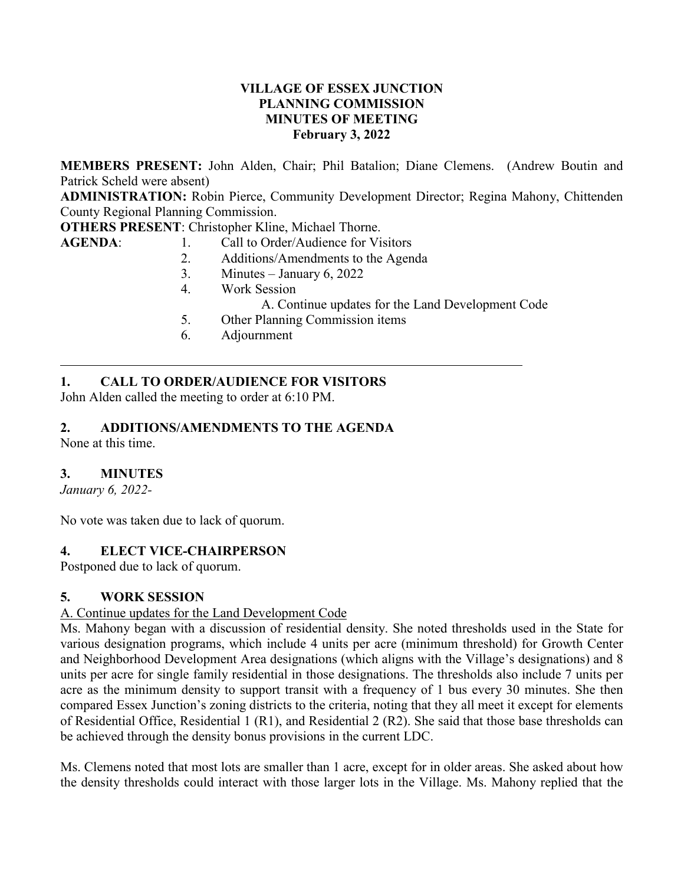**VILLAGE OF ESSEX JUNCTION**
**PLANNING COMMISSION**
**MINUTES OF MEETING**
**February 3, 2022**

**MEMBERS PRESENT:** John Alden, Chair; Phil Batalion; Diane Clemens. (Andrew Boutin and Patrick Scheld were absent)

**ADMINISTRATION:** Robin Pierce, Community Development Director; Regina Mahony, Chittenden County Regional Planning Commission.

**OTHERS PRESENT**: Christopher Kline, Michael Thorne.

**AGENDA**:

1. Call to Order/Audience for Visitors
2. Additions/Amendments to the Agenda
3. Minutes – January 6, 2022
4. Work Session
   A. Continue updates for the Land Development Code
5. Other Planning Commission items
6. Adjournment

---

## 1. CALL TO ORDER/AUDIENCE FOR VISITORS

John Alden called the meeting to order at 6:10 PM.

## 2. ADDITIONS/AMENDMENTS TO THE AGENDA

None at this time.

## 3. MINUTES

*January 6, 2022-*

No vote was taken due to lack of quorum.

## 4. ELECT VICE-CHAIRPERSON

Postponed due to lack of quorum.

## 5. WORK SESSION

A. Continue updates for the Land Development Code

Ms. Mahony began with a discussion of residential density. She noted thresholds used in the State for various designation programs, which include 4 units per acre (minimum threshold) for Growth Center and Neighborhood Development Area designations (which aligns with the Village's designations) and 8 units per acre for single family residential in those designations. The thresholds also include 7 units per acre as the minimum density to support transit with a frequency of 1 bus every 30 minutes. She then compared Essex Junction's zoning districts to the criteria, noting that they all meet it except for elements of Residential Office, Residential 1 (R1), and Residential 2 (R2). She said that those base thresholds can be achieved through the density bonus provisions in the current LDC.

Ms. Clemens noted that most lots are smaller than 1 acre, except for in older areas. She asked about how the density thresholds could interact with those larger lots in the Village. Ms. Mahony replied that the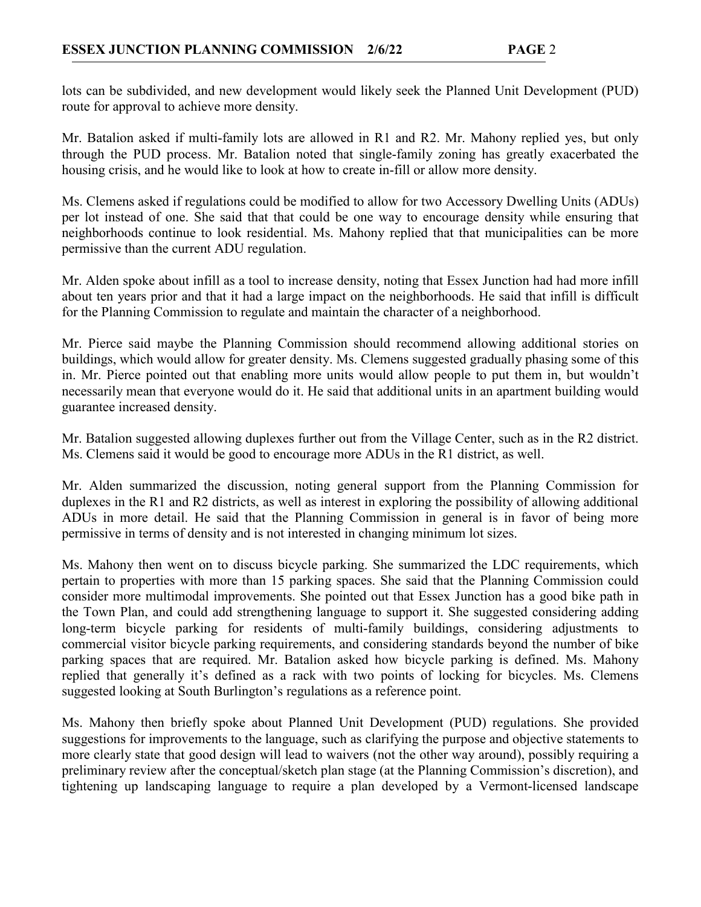lots can be subdivided, and new development would likely seek the Planned Unit Development (PUD) route for approval to achieve more density.

Mr. Batalion asked if multi-family lots are allowed in R1 and R2. Mr. Mahony replied yes, but only through the PUD process. Mr. Batalion noted that single-family zoning has greatly exacerbated the housing crisis, and he would like to look at how to create in-fill or allow more density.

Ms. Clemens asked if regulations could be modified to allow for two Accessory Dwelling Units (ADUs) per lot instead of one. She said that that could be one way to encourage density while ensuring that neighborhoods continue to look residential. Ms. Mahony replied that that municipalities can be more permissive than the current ADU regulation.

Mr. Alden spoke about infill as a tool to increase density, noting that Essex Junction had had more infill about ten years prior and that it had a large impact on the neighborhoods. He said that infill is difficult for the Planning Commission to regulate and maintain the character of a neighborhood.

Mr. Pierce said maybe the Planning Commission should recommend allowing additional stories on buildings, which would allow for greater density. Ms. Clemens suggested gradually phasing some of this in. Mr. Pierce pointed out that enabling more units would allow people to put them in, but wouldn't necessarily mean that everyone would do it. He said that additional units in an apartment building would guarantee increased density.

Mr. Batalion suggested allowing duplexes further out from the Village Center, such as in the R2 district. Ms. Clemens said it would be good to encourage more ADUs in the R1 district, as well.

Mr. Alden summarized the discussion, noting general support from the Planning Commission for duplexes in the R1 and R2 districts, as well as interest in exploring the possibility of allowing additional ADUs in more detail. He said that the Planning Commission in general is in favor of being more permissive in terms of density and is not interested in changing minimum lot sizes.

Ms. Mahony then went on to discuss bicycle parking. She summarized the LDC requirements, which pertain to properties with more than 15 parking spaces. She said that the Planning Commission could consider more multimodal improvements. She pointed out that Essex Junction has a good bike path in the Town Plan, and could add strengthening language to support it. She suggested considering adding long-term bicycle parking for residents of multi-family buildings, considering adjustments to commercial visitor bicycle parking requirements, and considering standards beyond the number of bike parking spaces that are required. Mr. Batalion asked how bicycle parking is defined. Ms. Mahony replied that generally it's defined as a rack with two points of locking for bicycles. Ms. Clemens suggested looking at South Burlington's regulations as a reference point.

Ms. Mahony then briefly spoke about Planned Unit Development (PUD) regulations. She provided suggestions for improvements to the language, such as clarifying the purpose and objective statements to more clearly state that good design will lead to waivers (not the other way around), possibly requiring a preliminary review after the conceptual/sketch plan stage (at the Planning Commission's discretion), and tightening up landscaping language to require a plan developed by a Vermont-licensed landscape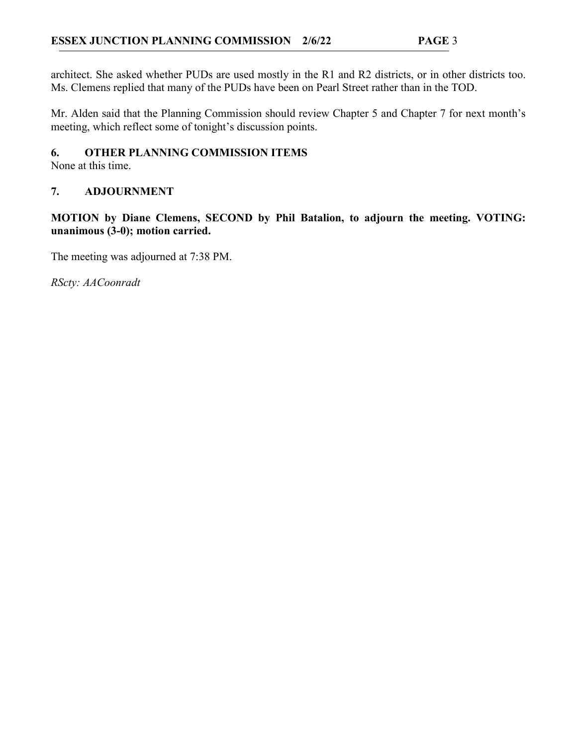architect. She asked whether PUDs are used mostly in the R1 and R2 districts, or in other districts too. Ms. Clemens replied that many of the PUDs have been on Pearl Street rather than in the TOD.

Mr. Alden said that the Planning Commission should review Chapter 5 and Chapter 7 for next month's meeting, which reflect some of tonight's discussion points.

## 6. OTHER PLANNING COMMISSION ITEMS

None at this time.

## 7. ADJOURNMENT

**MOTION by Diane Clemens, SECOND by Phil Batalion, to adjourn the meeting. VOTING: unanimous (3-0); motion carried.**

The meeting was adjourned at 7:38 PM.

*RScty: AACoonradt*